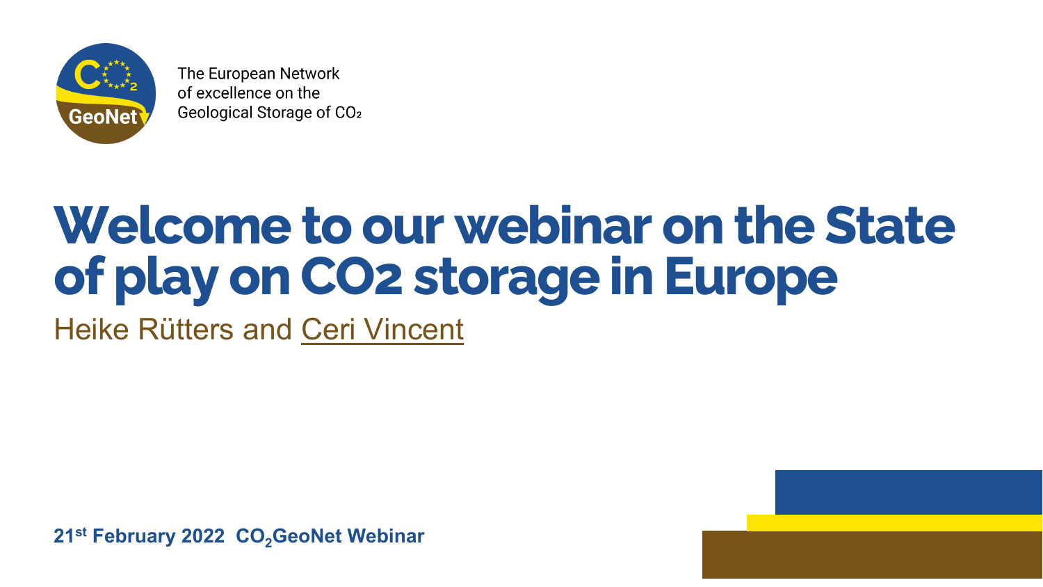The European Network of excellence on the Geological Storage of $CO_2$

# Welcome to our webinar on the State of play on CO2 storage in Europe

Heike Rütters and Ceri Vincent

**21st February 2022 $CO_2$GeoNet Webinar**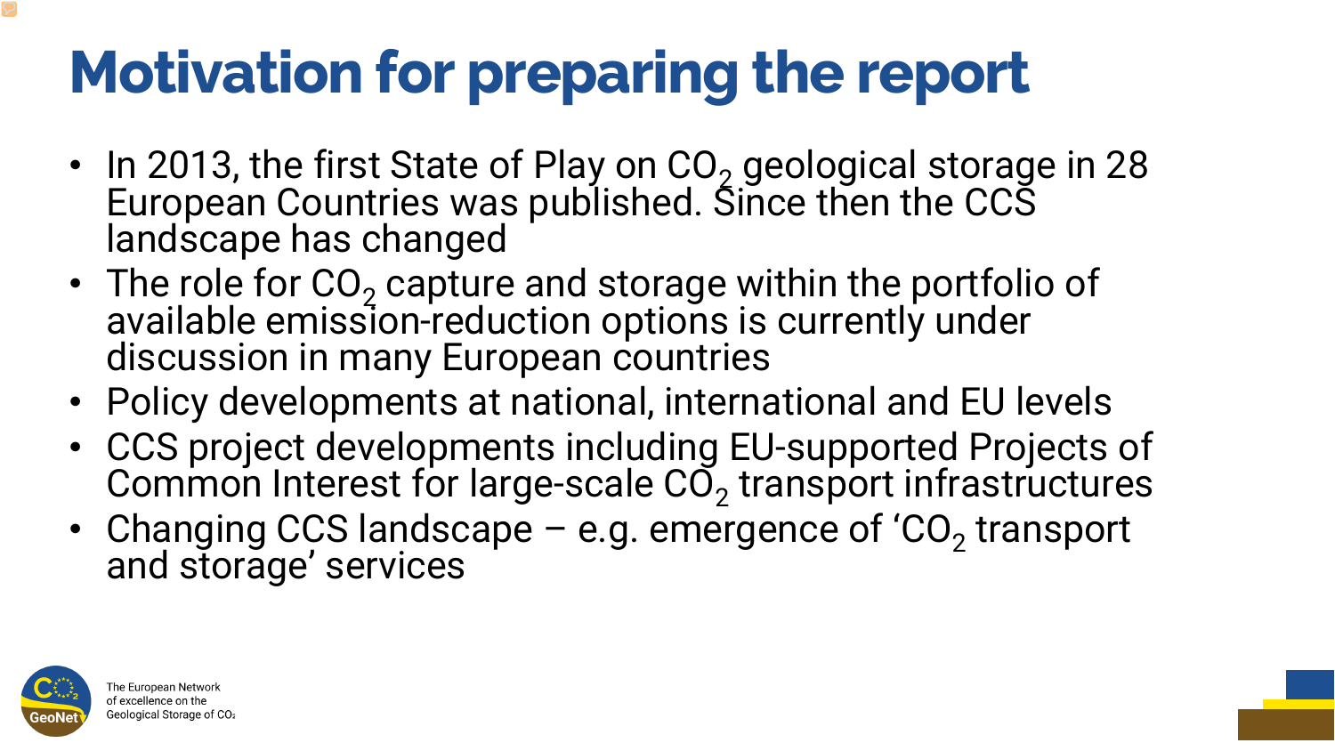# Motivation for preparing the report

- In 2013, the first State of Play on $CO_2$ geological storage in 28 European Countries was published. Since then the CCS landscape has changed
- The role for $CO_2$ capture and storage within the portfolio of available emission-reduction options is currently under discussion in many European countries
- Policy developments at national, international and EU levels
- CCS project developments including EU-supported Projects of Common Interest for large-scale $CO_2$ transport infrastructures
- Changing CCS landscape – e.g. emergence of '$CO_2$ transport and storage' services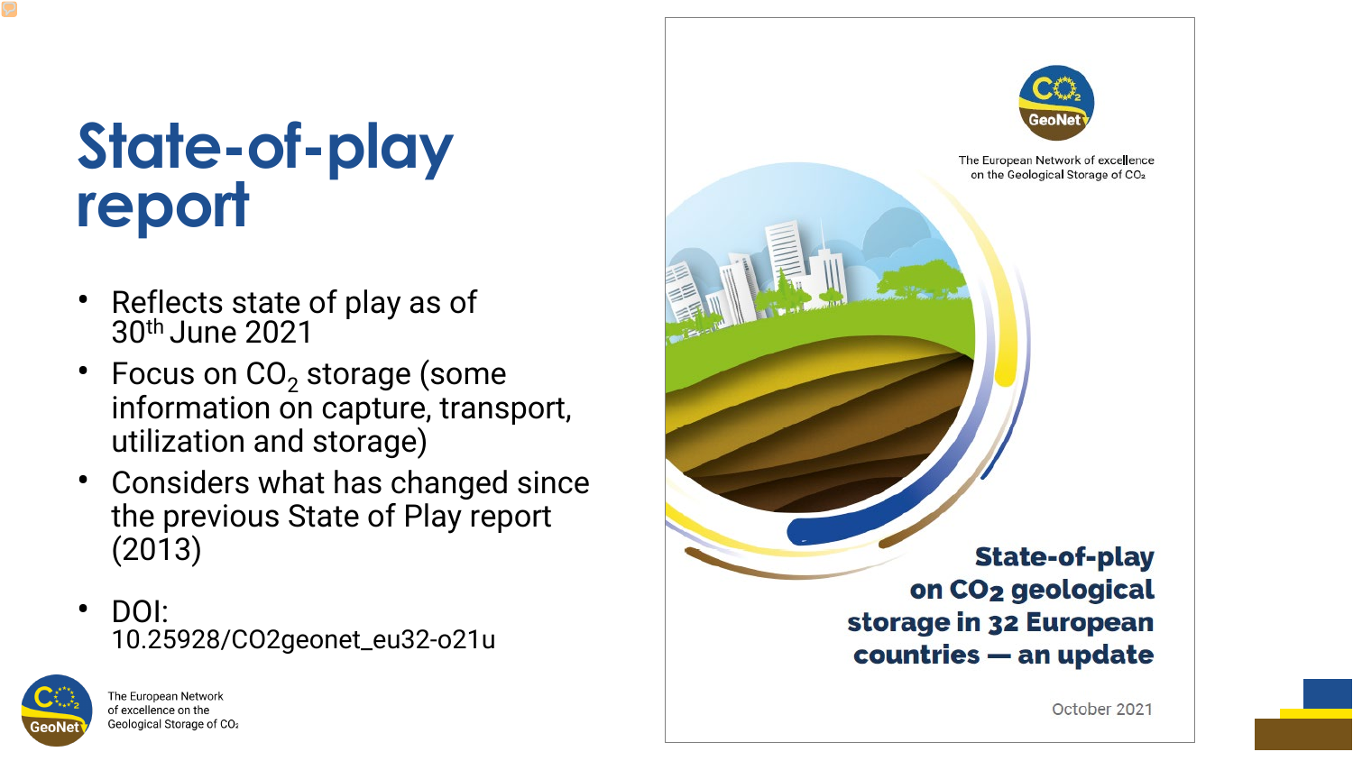# State-of-play report

- Reflects state of play as of 30th June 2021
- Focus on $CO_2$ storage (some information on capture, transport, utilization and storage)
- Considers what has changed since the previous State of Play report (2013)
- DOI: 10.25928/CO2geonet_eu32-o21u

The European Network of excellence on the Geological Storage of $CO_2$

State-of-play on $CO_2$ geological storage in 32 European countries — an update

October 2021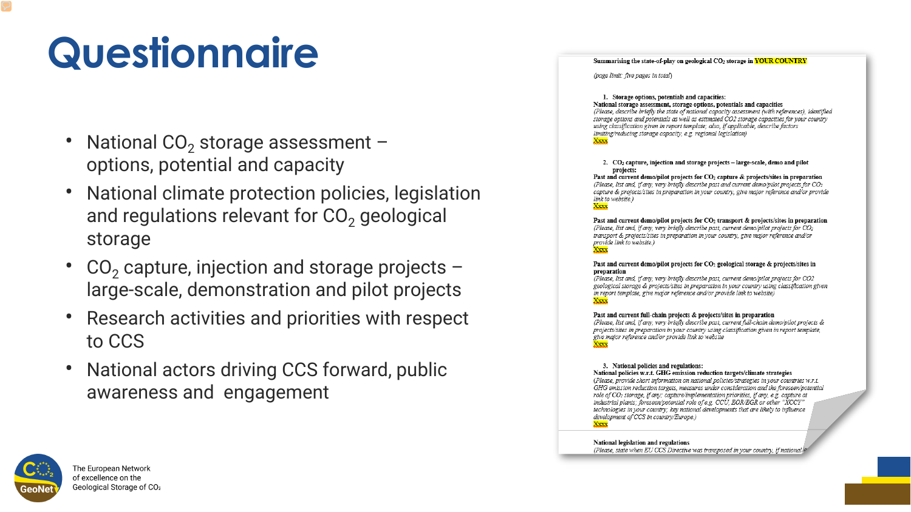# Questionnaire

- National $CO_2$ storage assessment – options, potential and capacity
- National climate protection policies, legislation and regulations relevant for $CO_2$ geological storage
- $CO_2$ capture, injection and storage projects – large-scale, demonstration and pilot projects
- Research activities and priorities with respect to CCS
- National actors driving CCS forward, public awareness and engagement

**Summarising the state-of-play on geological $CO_2$ storage in YOUR COUNTRY**

*(page limit: five pages in total)*

1. **Storage options, potentials and capacities:**

**National storage assessment, storage options, potentials and capacities**
*(Please, describe briefly the state of national capacity assessment (with references), identified storage options and potentials as well as estimated CO2 storage capacities for your country using classification given in report template; also, if applicable, describe factors limiting/reducing storage capacity, e.g. regional legislation)*
Xxxx

2. **$CO_2$ capture, injection and storage projects – large-scale, demo and pilot projects:**

**Past and current demo/pilot projects for $CO_2$ capture & projects/sites in preparation**
*(Please, list and, if any, very briefly describe past and current demo/pilot projects for $CO_2$ capture & projects/sites in preparation in your country, give major reference and/or provide link to website.)*
Xxxx

**Past and current demo/pilot projects for $CO_2$ transport & projects/sites in preparation**
*(Please, list and, if any, very briefly describe past, current demo/pilot projects for $CO_2$ transport & projects/sites in preparation in your country, give major reference and/or provide link to website.)*
Xxxx

**Past and current demo/pilot projects for $CO_2$ geological storage & projects/sites in preparation**
*(Please, list and, if any, very briefly describe past, current demo/pilot projects for CO2 geological storage & projects/sites in preparation in your country using classification given in report template, give major reference and/or provide link to website)*
Xxxx

**Past and current full-chain projects & projects/sites in preparation**
*(Please, list and, if any, very briefly describe past, current full-chain demo/pilot projects & projects/sites in preparation in your country using classification given in report template, give major reference and/or provide link to website*
Xxxx

3. **National policies and regulations:**

**National policies w.r.t. GHG emission reduction targets/climate strategies**
*(Please, provide short information on national policies/strategies in your countries w.r.t. GHG emission reduction targets, measures under consideration and the foreseen/potential role of $CO_2$ storage, if any; capture/implementation priorities, if any, e.g. capture at industrial plants; foreseen/potential role of e.g. CCU, EOR/EGR or other "XCCY" technologies in your country; key national developments that are likely to influence development of CCS in country/Europe.)*
Xxxx

**National legislation and regulations**
*(Please, state when EU CCS Directive was transposed in your country, if national*

The European Network of excellence on the Geological Storage of $CO_2$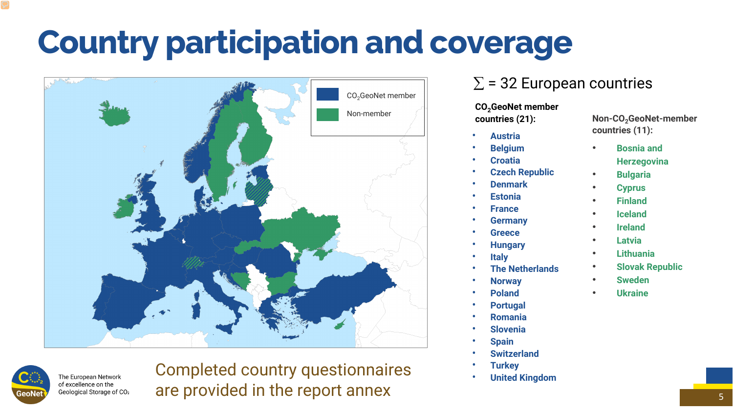# Country participation and coverage

$\sum$ = 32 European countries

**$CO_2$GeoNet member countries (21):**

- Austria
- Belgium
- Croatia
- Czech Republic
- Denmark
- Estonia
- France
- Germany
- Greece
- Hungary
- Italy
- The Netherlands
- Norway
- Poland
- Portugal
- Romania
- Slovenia
- Spain
- Switzerland
- Turkey
- United Kingdom

**Non-$CO_2$GeoNet-member countries (11):**

- Bosnia and Herzegovina
- Bulgaria
- Cyprus
- Finland
- Iceland
- Ireland
- Latvia
- Lithuania
- Slovak Republic
- Sweden
- Ukraine

$CO_2$GeoNet member

Non-member

Completed country questionnaires are provided in the report annex

The European Network of excellence on the Geological Storage of $CO_2$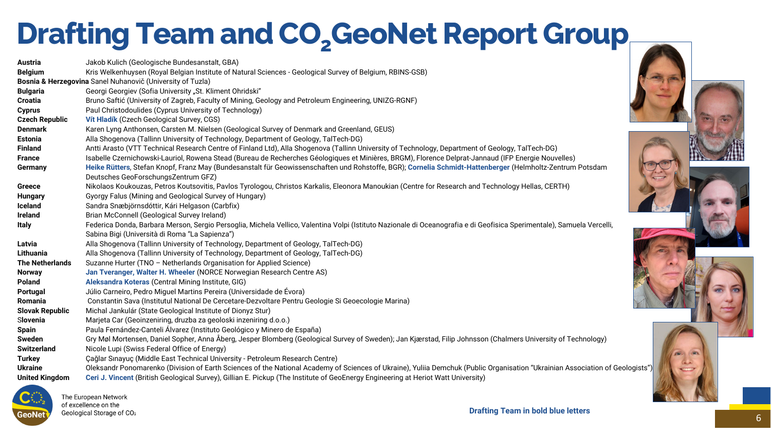# Drafting Team and $CO_2$GeoNet Report Group

| Country | Members |
|---|---|
| **Austria** | Jakob Kulich (Geologische Bundesanstalt, GBA) |
| **Belgium** | Kris Welkenhuysen (Royal Belgian Institute of Natural Sciences - Geological Survey of Belgium, RBINS-GSB) |
| **Bosnia & Herzegovina** | Sanel Nuhanovič (University of Tuzla) |
| **Bulgaria** | Georgi Georgiev (Sofia University „St. Kliment Ohridski" |
| **Croatia** | Bruno Saftić (University of Zagreb, Faculty of Mining, Geology and Petroleum Engineering, UNIZG-RGNF) |
| **Cyprus** | Paul Christodoulides (Cyprus University of Technology) |
| **Czech Republic** | **Vít Hladík** (Czech Geological Survey, CGS) |
| **Denmark** | Karen Lyng Anthonsen, Carsten M. Nielsen (Geological Survey of Denmark and Greenland, GEUS) |
| **Estonia** | Alla Shogenova (Tallinn University of Technology, Department of Geology, TalTech-DG) |
| **Finland** | Antti Arasto (VTT Technical Research Centre of Finland Ltd), Alla Shogenova (Tallinn University of Technology, Department of Geology, TalTech-DG) |
| **France** | Isabelle Czernichowski-Lauriol, Rowena Stead (Bureau de Recherches Géologiques et Minières, BRGM), Florence Delprat-Jannaud (IFP Energie Nouvelles) |
| **Germany** | **Heike Rütters**, Stefan Knopf, Franz May (Bundesanstalt für Geowissenschaften und Rohstoffe, BGR); **Cornelia Schmidt-Hattenberger** (Helmholtz-Zentrum Potsdam Deutsches GeoForschungsZentrum GFZ) |
| **Greece** | Nikolaos Koukouzas, Petros Koutsovitis, Pavlos Tyrologou, Christos Karkalis, Eleonora Manoukian (Centre for Research and Technology Hellas, CERTH) |
| **Hungary** | Gyorgy Falus (Mining and Geological Survey of Hungary) |
| **Iceland** | Sandra Snæbjörnsdóttir, Kári Helgason (Carbfix) |
| **Ireland** | Brian McConnell (Geological Survey Ireland) |
| **Italy** | Federica Donda, Barbara Merson, Sergio Persoglia, Michela Vellico, Valentina Volpi (Istituto Nazionale di Oceanografia e di Geofisica Sperimentale), Samuela Vercelli, Sabina Bigi (Università di Roma "La Sapienza") |
| **Latvia** | Alla Shogenova (Tallinn University of Technology, Department of Geology, TalTech-DG) |
| **Lithuania** | Alla Shogenova (Tallinn University of Technology, Department of Geology, TalTech-DG) |
| **The Netherlands** | Suzanne Hurter (TNO – Netherlands Organisation for Applied Science) |
| **Norway** | **Jan Tveranger, Walter H. Wheeler** (NORCE Norwegian Research Centre AS) |
| **Poland** | **Aleksandra Koteras** (Central Mining Institute, GIG) |
| **Portugal** | Júlio Carneiro, Pedro Miguel Martins Pereira (Universidade de Évora) |
| **Romania** | Constantin Sava (Institutul National De Cercetare-Dezvoltare Pentru Geologie Si Geoecologie Marina) |
| **Slovak Republic** | Michal Jankulár (State Geological Institute of Dionyz Stur) |
| **Slovenia** | Marjeta Car (Geoinzeniring, druzba za geoloski inzeniring d.o.o.) |
| **Spain** | Paula Fernández-Canteli Álvarez (Instituto Geológico y Minero de España) |
| **Sweden** | Gry Møl Mortensen, Daniel Sopher, Anna Åberg, Jesper Blomberg (Geological Survey of Sweden); Jan Kjærstad, Filip Johnsson (Chalmers University of Technology) |
| **Switzerland** | Nicole Lupi (Swiss Federal Office of Energy) |
| **Turkey** | Çağlar Sınayuç (Middle East Technical University - Petroleum Research Centre) |
| **Ukraine** | Oleksandr Ponomarenko (Division of Earth Sciences of the National Academy of Sciences of Ukraine), Yuliia Demchuk (Public Organisation "Ukrainian Association of Geologists") |
| **United Kingdom** | **Ceri J. Vincent** (British Geological Survey), Gillian E. Pickup (The Institute of GeoEnergy Engineering at Heriot Watt University) |

**Drafting Team in bold blue letters**

The European Network of excellence on the Geological Storage of $CO_2$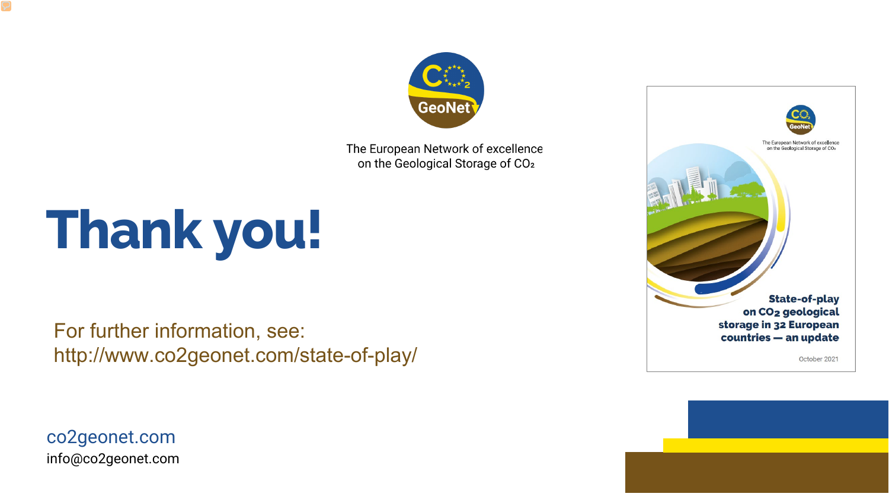The European Network of excellence on the Geological Storage of $CO_2$

# Thank you!

For further information, see:
http://www.co2geonet.com/state-of-play/

co2geonet.com
info@co2geonet.com

The European Network of excellence on the Geological Storage of $CO_2$

**State-of-play on $CO_2$ geological storage in 32 European countries — an update**

October 2021